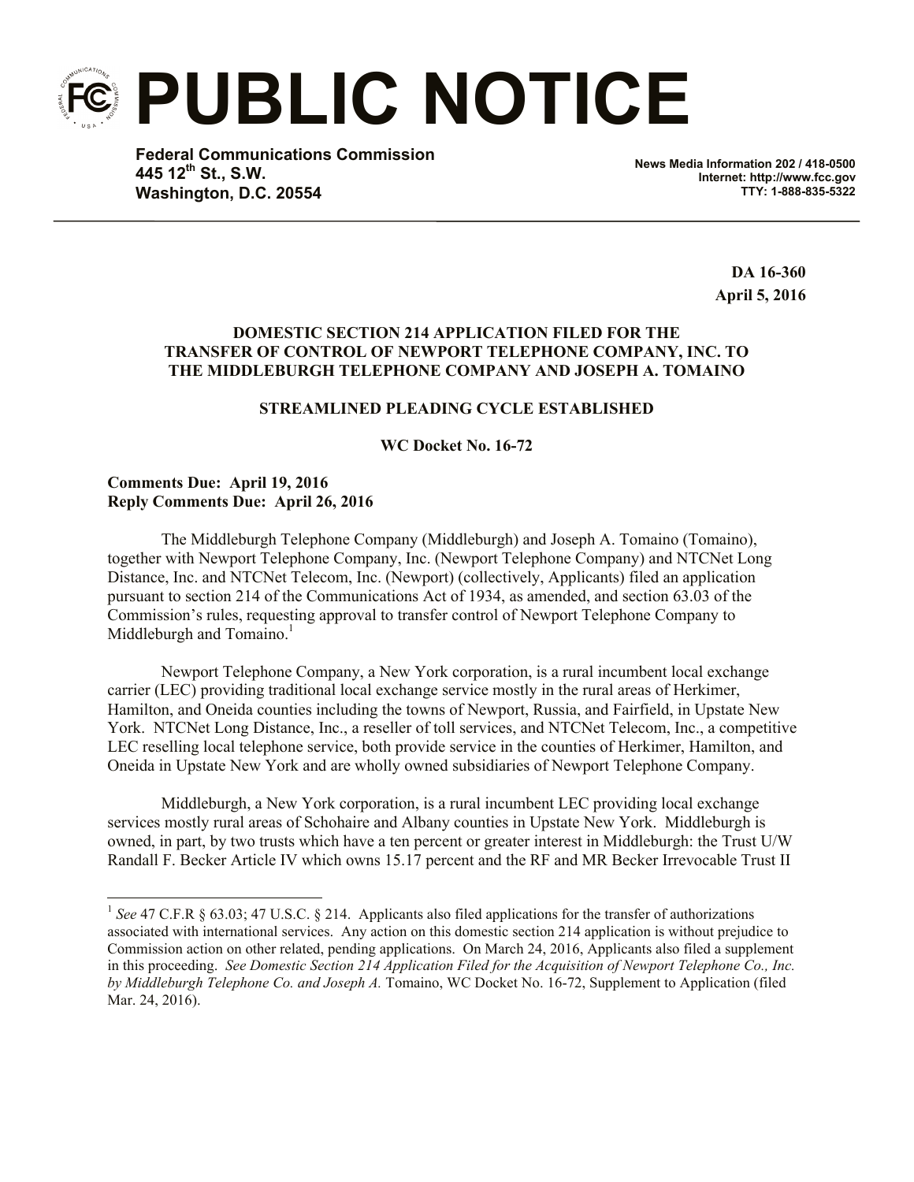# PUBLIC NOTICE

**Federal Communications Commission**
**445 12th St., S.W.**
**Washington, D.C. 20554**

**News Media Information 202 / 418-0500**
**Internet: http://www.fcc.gov**
**TTY: 1-888-835-5322**

**DA 16-360**
**April 5, 2016**

**DOMESTIC SECTION 214 APPLICATION FILED FOR THE TRANSFER OF CONTROL OF NEWPORT TELEPHONE COMPANY, INC. TO THE MIDDLEBURGH TELEPHONE COMPANY AND JOSEPH A. TOMAINO**

**STREAMLINED PLEADING CYCLE ESTABLISHED**

**WC Docket No. 16-72**

**Comments Due: April 19, 2016**
**Reply Comments Due: April 26, 2016**

The Middleburgh Telephone Company (Middleburgh) and Joseph A. Tomaino (Tomaino), together with Newport Telephone Company, Inc. (Newport Telephone Company) and NTCNet Long Distance, Inc. and NTCNet Telecom, Inc. (Newport) (collectively, Applicants) filed an application pursuant to section 214 of the Communications Act of 1934, as amended, and section 63.03 of the Commission's rules, requesting approval to transfer control of Newport Telephone Company to Middleburgh and Tomaino.[1]

Newport Telephone Company, a New York corporation, is a rural incumbent local exchange carrier (LEC) providing traditional local exchange service mostly in the rural areas of Herkimer, Hamilton, and Oneida counties including the towns of Newport, Russia, and Fairfield, in Upstate New York. NTCNet Long Distance, Inc., a reseller of toll services, and NTCNet Telecom, Inc., a competitive LEC reselling local telephone service, both provide service in the counties of Herkimer, Hamilton, and Oneida in Upstate New York and are wholly owned subsidiaries of Newport Telephone Company.

Middleburgh, a New York corporation, is a rural incumbent LEC providing local exchange services mostly rural areas of Schohaire and Albany counties in Upstate New York. Middleburgh is owned, in part, by two trusts which have a ten percent or greater interest in Middleburgh: the Trust U/W Randall F. Becker Article IV which owns 15.17 percent and the RF and MR Becker Irrevocable Trust II

---

[1] *See* 47 C.F.R § 63.03; 47 U.S.C. § 214. Applicants also filed applications for the transfer of authorizations associated with international services. Any action on this domestic section 214 application is without prejudice to Commission action on other related, pending applications. On March 24, 2016, Applicants also filed a supplement in this proceeding. *See Domestic Section 214 Application Filed for the Acquisition of Newport Telephone Co., Inc. by Middleburgh Telephone Co. and Joseph A.* Tomaino, WC Docket No. 16-72, Supplement to Application (filed Mar. 24, 2016).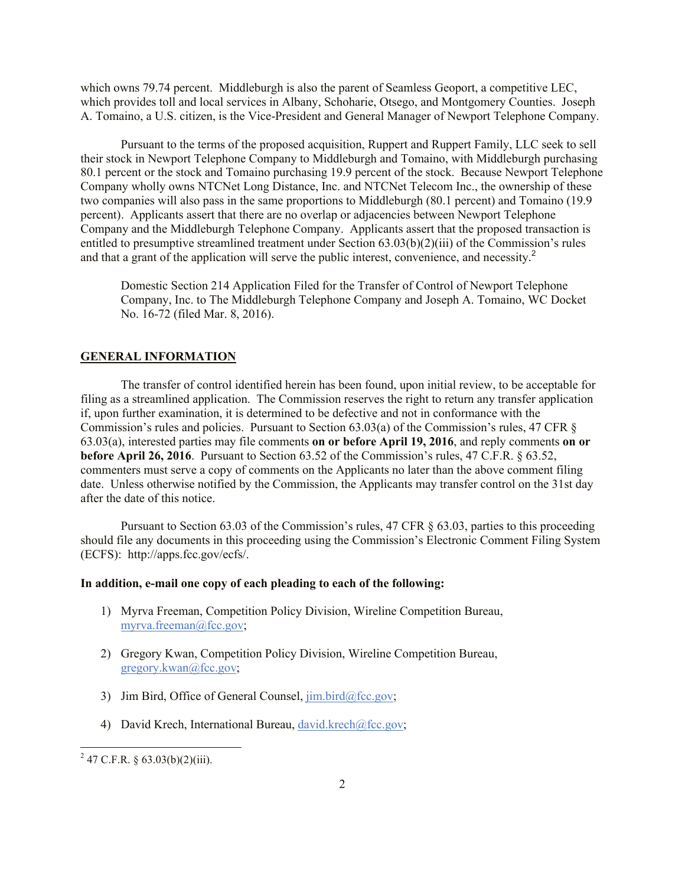which owns 79.74 percent. Middleburgh is also the parent of Seamless Geoport, a competitive LEC, which provides toll and local services in Albany, Schoharie, Otsego, and Montgomery Counties. Joseph A. Tomaino, a U.S. citizen, is the Vice-President and General Manager of Newport Telephone Company.

Pursuant to the terms of the proposed acquisition, Ruppert and Ruppert Family, LLC seek to sell their stock in Newport Telephone Company to Middleburgh and Tomaino, with Middleburgh purchasing 80.1 percent or the stock and Tomaino purchasing 19.9 percent of the stock. Because Newport Telephone Company wholly owns NTCNet Long Distance, Inc. and NTCNet Telecom Inc., the ownership of these two companies will also pass in the same proportions to Middleburgh (80.1 percent) and Tomaino (19.9 percent). Applicants assert that there are no overlap or adjacencies between Newport Telephone Company and the Middleburgh Telephone Company. Applicants assert that the proposed transaction is entitled to presumptive streamlined treatment under Section 63.03(b)(2)(iii) of the Commission's rules and that a grant of the application will serve the public interest, convenience, and necessity.[2]

> Domestic Section 214 Application Filed for the Transfer of Control of Newport Telephone Company, Inc. to The Middleburgh Telephone Company and Joseph A. Tomaino, WC Docket No. 16-72 (filed Mar. 8, 2016).

## GENERAL INFORMATION

The transfer of control identified herein has been found, upon initial review, to be acceptable for filing as a streamlined application. The Commission reserves the right to return any transfer application if, upon further examination, it is determined to be defective and not in conformance with the Commission's rules and policies. Pursuant to Section 63.03(a) of the Commission's rules, 47 CFR § 63.03(a), interested parties may file comments **on or before April 19, 2016**, and reply comments **on or before April 26, 2016**. Pursuant to Section 63.52 of the Commission's rules, 47 C.F.R. § 63.52, commenters must serve a copy of comments on the Applicants no later than the above comment filing date. Unless otherwise notified by the Commission, the Applicants may transfer control on the 31st day after the date of this notice.

Pursuant to Section 63.03 of the Commission's rules, 47 CFR § 63.03, parties to this proceeding should file any documents in this proceeding using the Commission's Electronic Comment Filing System (ECFS): http://apps.fcc.gov/ecfs/.

**In addition, e-mail one copy of each pleading to each of the following:**

1) Myrva Freeman, Competition Policy Division, Wireline Competition Bureau, myrva.freeman@fcc.gov;
2) Gregory Kwan, Competition Policy Division, Wireline Competition Bureau, gregory.kwan@fcc.gov;
3) Jim Bird, Office of General Counsel, jim.bird@fcc.gov;
4) David Krech, International Bureau, david.krech@fcc.gov;

---

[2] 47 C.F.R. § 63.03(b)(2)(iii).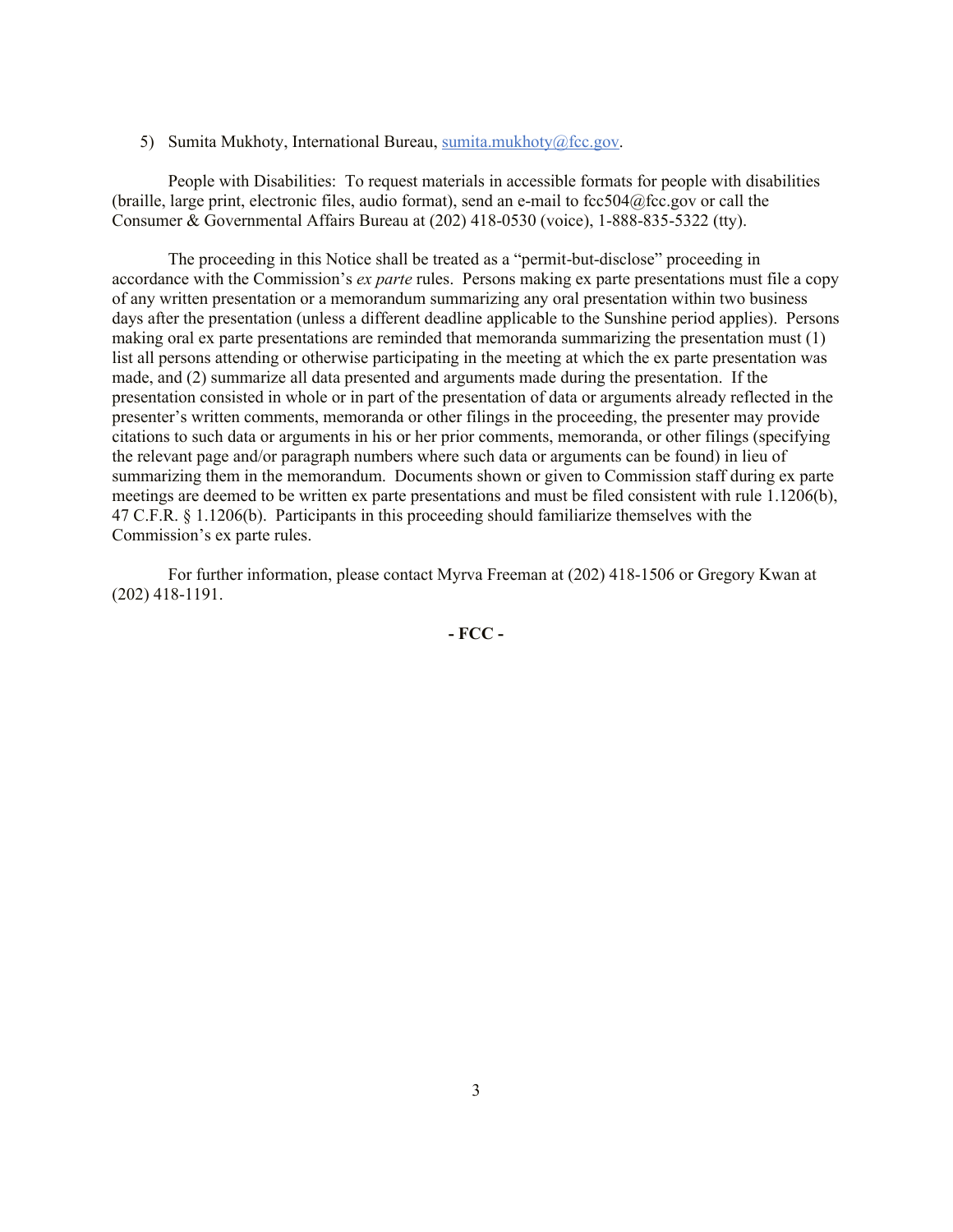5) Sumita Mukhoty, International Bureau, sumita.mukhoty@fcc.gov.

People with Disabilities: To request materials in accessible formats for people with disabilities (braille, large print, electronic files, audio format), send an e-mail to fcc504@fcc.gov or call the Consumer & Governmental Affairs Bureau at (202) 418-0530 (voice), 1-888-835-5322 (tty).

The proceeding in this Notice shall be treated as a "permit-but-disclose" proceeding in accordance with the Commission's *ex parte* rules. Persons making ex parte presentations must file a copy of any written presentation or a memorandum summarizing any oral presentation within two business days after the presentation (unless a different deadline applicable to the Sunshine period applies). Persons making oral ex parte presentations are reminded that memoranda summarizing the presentation must (1) list all persons attending or otherwise participating in the meeting at which the ex parte presentation was made, and (2) summarize all data presented and arguments made during the presentation. If the presentation consisted in whole or in part of the presentation of data or arguments already reflected in the presenter's written comments, memoranda or other filings in the proceeding, the presenter may provide citations to such data or arguments in his or her prior comments, memoranda, or other filings (specifying the relevant page and/or paragraph numbers where such data or arguments can be found) in lieu of summarizing them in the memorandum. Documents shown or given to Commission staff during ex parte meetings are deemed to be written ex parte presentations and must be filed consistent with rule 1.1206(b), 47 C.F.R. § 1.1206(b). Participants in this proceeding should familiarize themselves with the Commission's ex parte rules.

For further information, please contact Myrva Freeman at (202) 418-1506 or Gregory Kwan at (202) 418-1191.

**- FCC -**